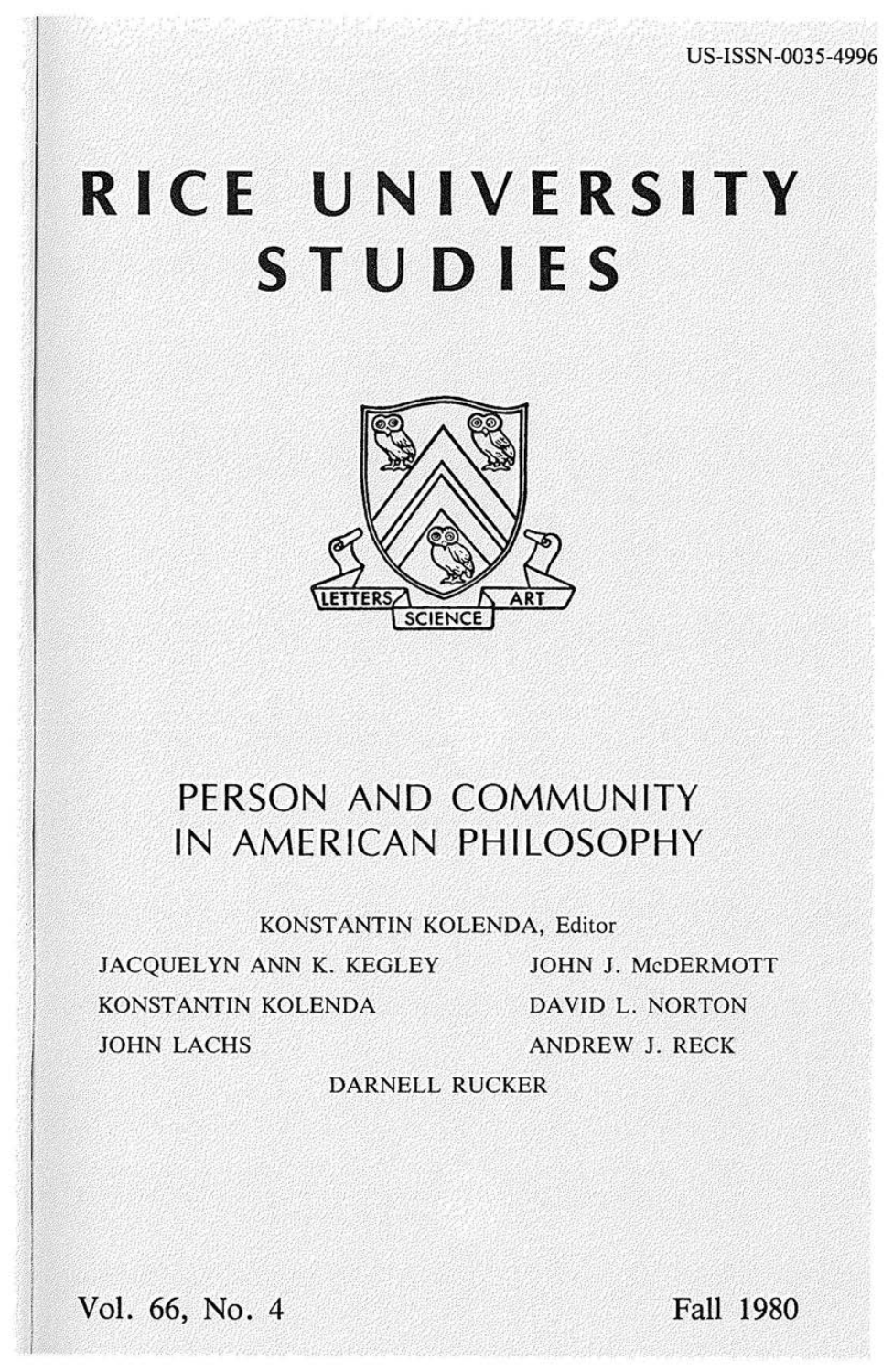US-ISSN-0035-4996

# RICE UNIVERSITY STUDIES

LETTERS SCIENCE ART

## PERSON AND COMMUNITY IN AMERICAN PHILOSOPHY

KONSTANTIN KOLENDA, Editor

JACQUELYN ANN K. KEGLEY

KONSTANTIN KOLENDA

JOHN LACHS

JOHN J. McDERMOTT

DAVID L. NORTON

ANDREW J. RECK

DARNELL RUCKER

Vol. 66, No. 4

Fall 1980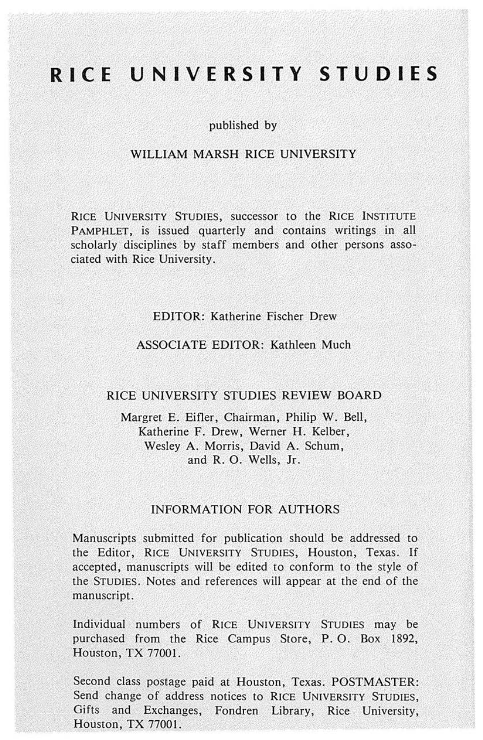# RICE UNIVERSITY STUDIES

published by

WILLIAM MARSH RICE UNIVERSITY

RICE UNIVERSITY STUDIES, successor to the RICE INSTITUTE PAMPHLET, is issued quarterly and contains writings in all scholarly disciplines by staff members and other persons associated with Rice University.

EDITOR: Katherine Fischer Drew

ASSOCIATE EDITOR: Kathleen Much

## RICE UNIVERSITY STUDIES REVIEW BOARD

Margret E. Eifler, Chairman, Philip W. Bell, Katherine F. Drew, Werner H. Kelber, Wesley A. Morris, David A. Schum, and R. O. Wells, Jr.

## INFORMATION FOR AUTHORS

Manuscripts submitted for publication should be addressed to the Editor, RICE UNIVERSITY STUDIES, Houston, Texas. If accepted, manuscripts will be edited to conform to the style of the STUDIES. Notes and references will appear at the end of the manuscript.

Individual numbers of RICE UNIVERSITY STUDIES may be purchased from the Rice Campus Store, P. O. Box 1892, Houston, TX 77001.

Second class postage paid at Houston, Texas. POSTMASTER: Send change of address notices to RICE UNIVERSITY STUDIES, Gifts and Exchanges, Fondren Library, Rice University, Houston, TX 77001.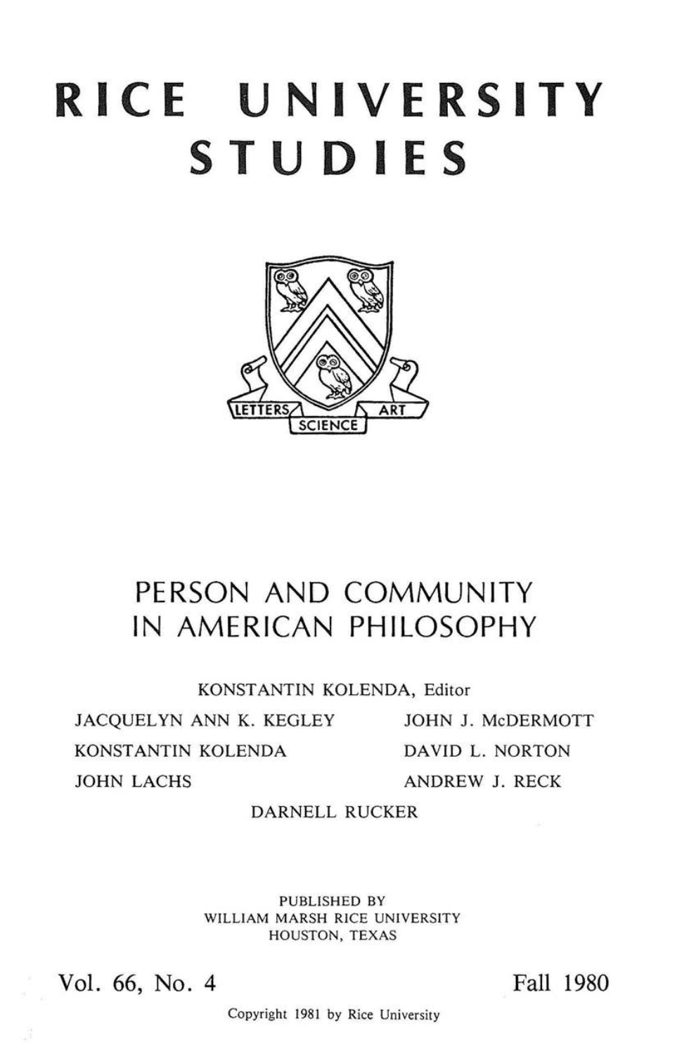# RICE UNIVERSITY STUDIES

LETTERS SCIENCE ART

## PERSON AND COMMUNITY IN AMERICAN PHILOSOPHY

KONSTANTIN KOLENDA, Editor

JACQUELYN ANN K. KEGLEY

JOHN J. McDERMOTT

KONSTANTIN KOLENDA

DAVID L. NORTON

JOHN LACHS

ANDREW J. RECK

DARNELL RUCKER

PUBLISHED BY
WILLIAM MARSH RICE UNIVERSITY
HOUSTON, TEXAS

Vol. 66, No. 4

Fall 1980

Copyright 1981 by Rice University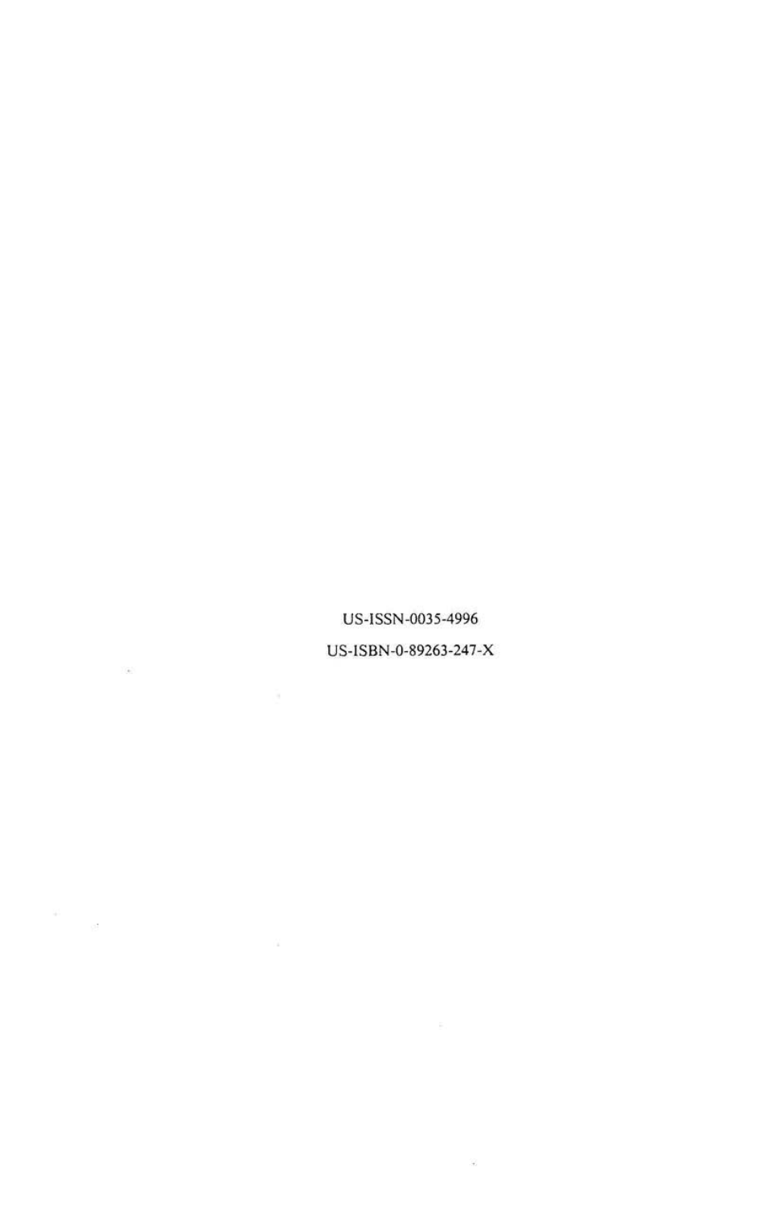US-ISSN-0035-4996

US-ISBN-0-89263-247-X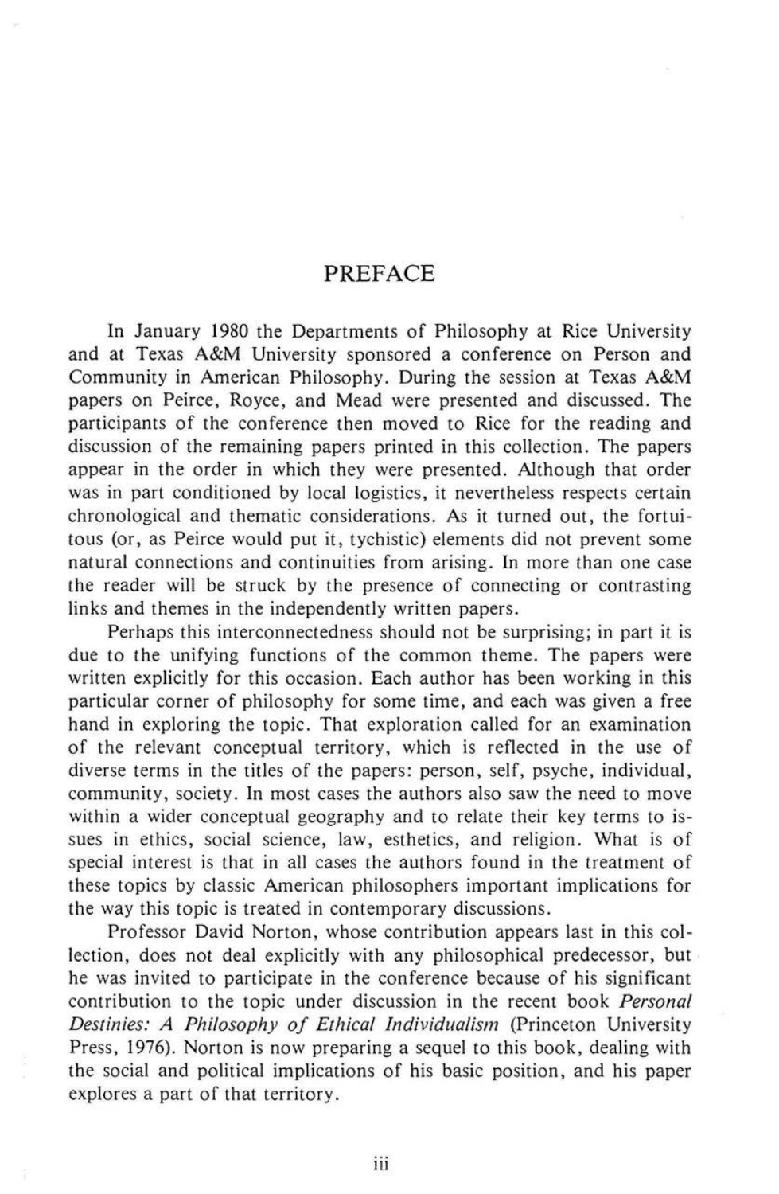# PREFACE

In January 1980 the Departments of Philosophy at Rice University and at Texas A&M University sponsored a conference on Person and Community in American Philosophy. During the session at Texas A&M papers on Peirce, Royce, and Mead were presented and discussed. The participants of the conference then moved to Rice for the reading and discussion of the remaining papers printed in this collection. The papers appear in the order in which they were presented. Although that order was in part conditioned by local logistics, it nevertheless respects certain chronological and thematic considerations. As it turned out, the fortuitous (or, as Peirce would put it, tychistic) elements did not prevent some natural connections and continuities from arising. In more than one case the reader will be struck by the presence of connecting or contrasting links and themes in the independently written papers.

Perhaps this interconnectedness should not be surprising; in part it is due to the unifying functions of the common theme. The papers were written explicitly for this occasion. Each author has been working in this particular corner of philosophy for some time, and each was given a free hand in exploring the topic. That exploration called for an examination of the relevant conceptual territory, which is reflected in the use of diverse terms in the titles of the papers: person, self, psyche, individual, community, society. In most cases the authors also saw the need to move within a wider conceptual geography and to relate their key terms to issues in ethics, social science, law, esthetics, and religion. What is of special interest is that in all cases the authors found in the treatment of these topics by classic American philosophers important implications for the way this topic is treated in contemporary discussions.

Professor David Norton, whose contribution appears last in this collection, does not deal explicitly with any philosophical predecessor, but he was invited to participate in the conference because of his significant contribution to the topic under discussion in the recent book *Personal Destinies: A Philosophy of Ethical Individualism* (Princeton University Press, 1976). Norton is now preparing a sequel to this book, dealing with the social and political implications of his basic position, and his paper explores a part of that territory.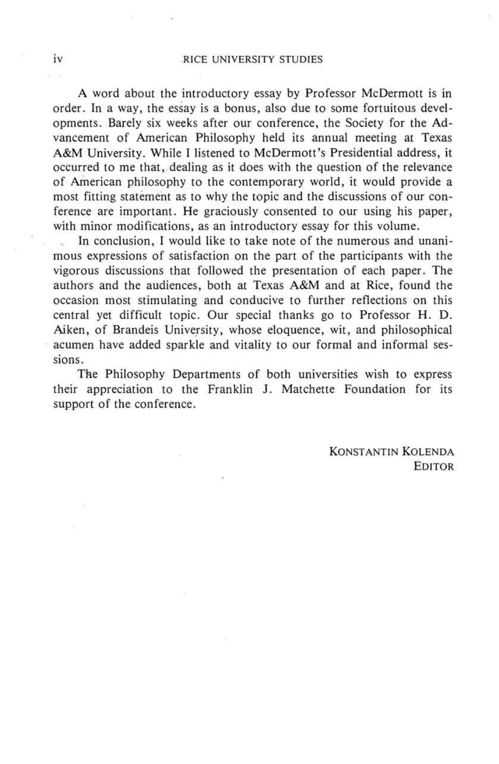A word about the introductory essay by Professor McDermott is in order. In a way, the essay is a bonus, also due to some fortuitous developments. Barely six weeks after our conference, the Society for the Advancement of American Philosophy held its annual meeting at Texas A&M University. While I listened to McDermott's Presidential address, it occurred to me that, dealing as it does with the question of the relevance of American philosophy to the contemporary world, it would provide a most fitting statement as to why the topic and the discussions of our conference are important. He graciously consented to our using his paper, with minor modifications, as an introductory essay for this volume.

In conclusion, I would like to take note of the numerous and unanimous expressions of satisfaction on the part of the participants with the vigorous discussions that followed the presentation of each paper. The authors and the audiences, both at Texas A&M and at Rice, found the occasion most stimulating and conducive to further reflections on this central yet difficult topic. Our special thanks go to Professor H. D. Aiken, of Brandeis University, whose eloquence, wit, and philosophical acumen have added sparkle and vitality to our formal and informal sessions.

The Philosophy Departments of both universities wish to express their appreciation to the Franklin J. Matchette Foundation for its support of the conference.

KONSTANTIN KOLENDA
EDITOR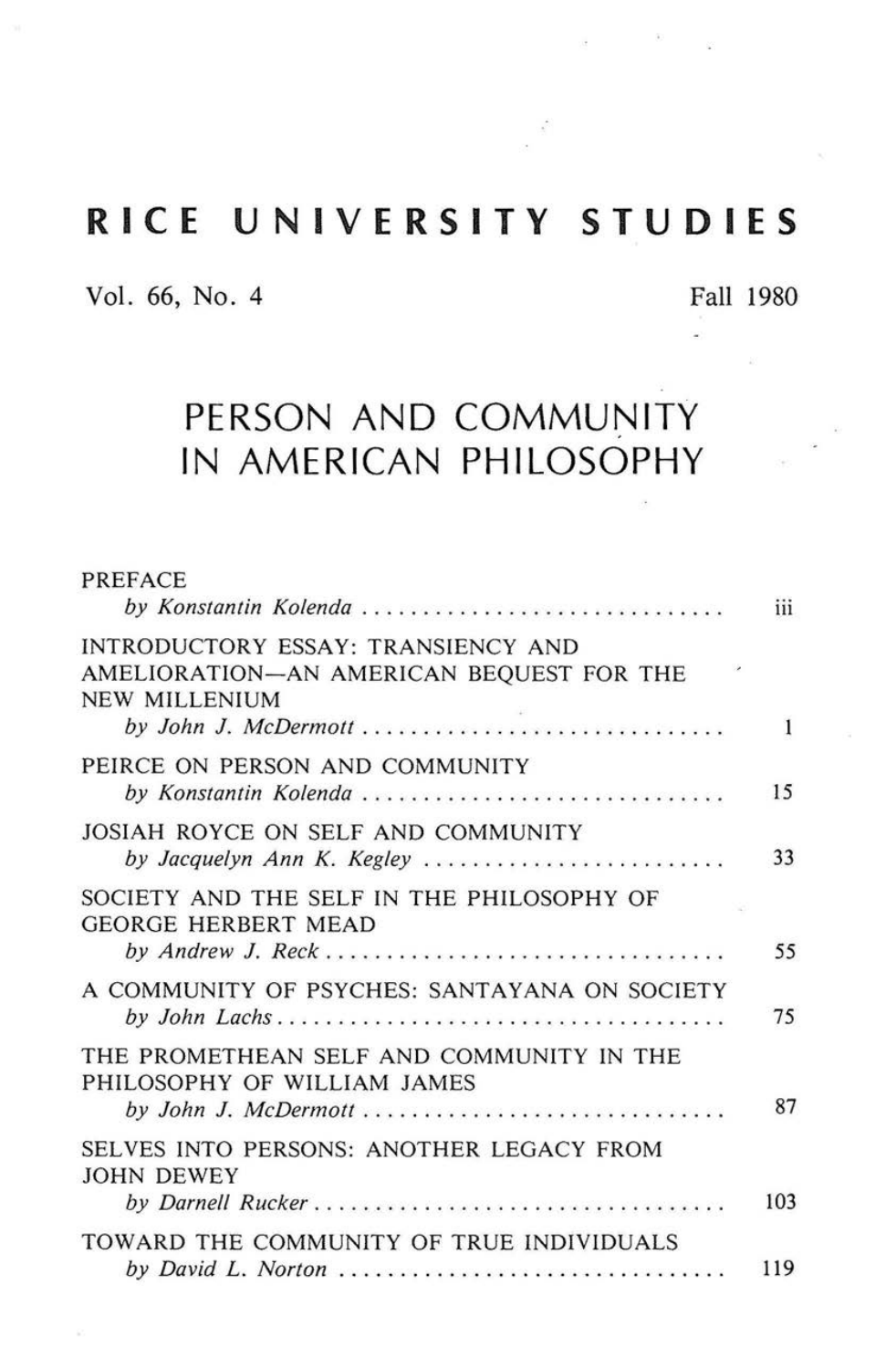# RICE UNIVERSITY STUDIES

Vol. 66, No. 4 Fall 1980

## PERSON AND COMMUNITY IN AMERICAN PHILOSOPHY

| | |
|---|---|
| PREFACE<br>*by Konstantin Kolenda* | iii |
| INTRODUCTORY ESSAY: TRANSIENCY AND AMELIORATION—AN AMERICAN BEQUEST FOR THE NEW MILLENIUM<br>*by John J. McDermott* | 1 |
| PEIRCE ON PERSON AND COMMUNITY<br>*by Konstantin Kolenda* | 15 |
| JOSIAH ROYCE ON SELF AND COMMUNITY<br>*by Jacquelyn Ann K. Kegley* | 33 |
| SOCIETY AND THE SELF IN THE PHILOSOPHY OF GEORGE HERBERT MEAD<br>*by Andrew J. Reck* | 55 |
| A COMMUNITY OF PSYCHES: SANTAYANA ON SOCIETY<br>*by John Lachs* | 75 |
| THE PROMETHEAN SELF AND COMMUNITY IN THE PHILOSOPHY OF WILLIAM JAMES<br>*by John J. McDermott* | 87 |
| SELVES INTO PERSONS: ANOTHER LEGACY FROM JOHN DEWEY<br>*by Darnell Rucker* | 103 |
| TOWARD THE COMMUNITY OF TRUE INDIVIDUALS<br>*by David L. Norton* | 119 |